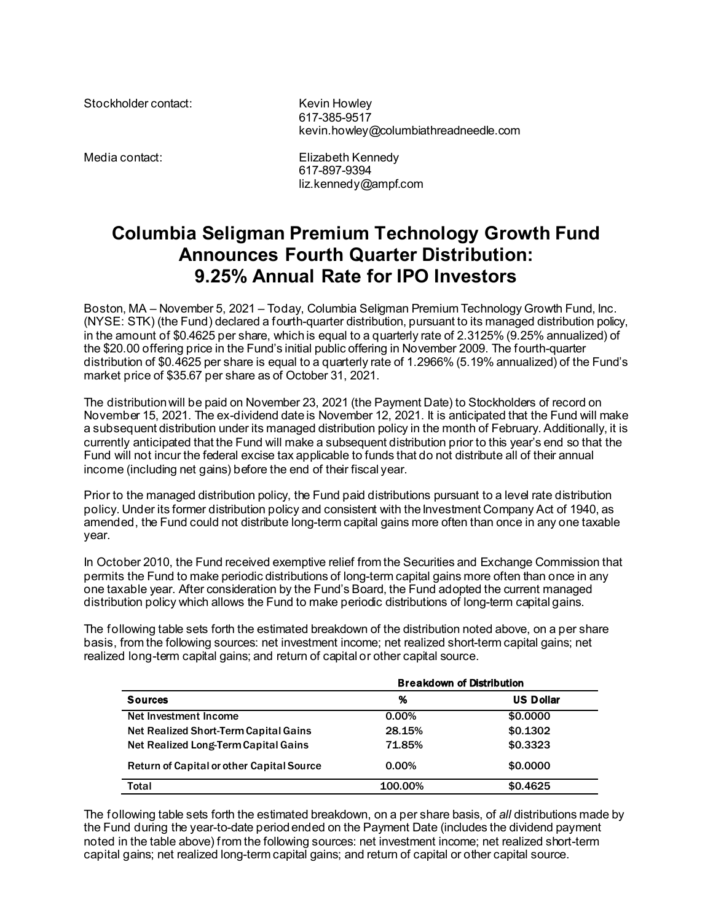Stockholder contact: Kevin Howley
617-385-9517
kevin.howley@columbiathreadneedle.com

Media contact: Elizabeth Kennedy
617-897-9394
liz.kennedy@ampf.com

# Columbia Seligman Premium Technology Growth Fund Announces Fourth Quarter Distribution: 9.25% Annual Rate for IPO Investors

Boston, MA – November 5, 2021 – Today, Columbia Seligman Premium Technology Growth Fund, Inc. (NYSE: STK) (the Fund) declared a fourth-quarter distribution, pursuant to its managed distribution policy, in the amount of $0.4625 per share, which is equal to a quarterly rate of 2.3125% (9.25% annualized) of the $20.00 offering price in the Fund's initial public offering in November 2009. The fourth-quarter distribution of $0.4625 per share is equal to a quarterly rate of 1.2966% (5.19% annualized) of the Fund's market price of $35.67 per share as of October 31, 2021.

The distribution will be paid on November 23, 2021 (the Payment Date) to Stockholders of record on November 15, 2021. The ex-dividend date is November 12, 2021. It is anticipated that the Fund will make a subsequent distribution under its managed distribution policy in the month of February. Additionally, it is currently anticipated that the Fund will make a subsequent distribution prior to this year's end so that the Fund will not incur the federal excise tax applicable to funds that do not distribute all of their annual income (including net gains) before the end of their fiscal year.

Prior to the managed distribution policy, the Fund paid distributions pursuant to a level rate distribution policy. Under its former distribution policy and consistent with the Investment Company Act of 1940, as amended, the Fund could not distribute long-term capital gains more often than once in any one taxable year.

In October 2010, the Fund received exemptive relief from the Securities and Exchange Commission that permits the Fund to make periodic distributions of long-term capital gains more often than once in any one taxable year. After consideration by the Fund's Board, the Fund adopted the current managed distribution policy which allows the Fund to make periodic distributions of long-term capital gains.

The following table sets forth the estimated breakdown of the distribution noted above, on a per share basis, from the following sources: net investment income; net realized short-term capital gains; net realized long-term capital gains; and return of capital or other capital source.

| | Breakdown of Distribution | |
|---|---|---|
| **Sources** | **%** | **US Dollar** |
| Net Investment Income | 0.00% | $0.0000 |
| Net Realized Short-Term Capital Gains | 28.15% | $0.1302 |
| Net Realized Long-Term Capital Gains | 71.85% | $0.3323 |
| Return of Capital or other Capital Source | 0.00% | $0.0000 |
| Total | 100.00% | $0.4625 |

The following table sets forth the estimated breakdown, on a per share basis, of *all* distributions made by the Fund during the year-to-date period ended on the Payment Date (includes the dividend payment noted in the table above) from the following sources: net investment income; net realized short-term capital gains; net realized long-term capital gains; and return of capital or other capital source.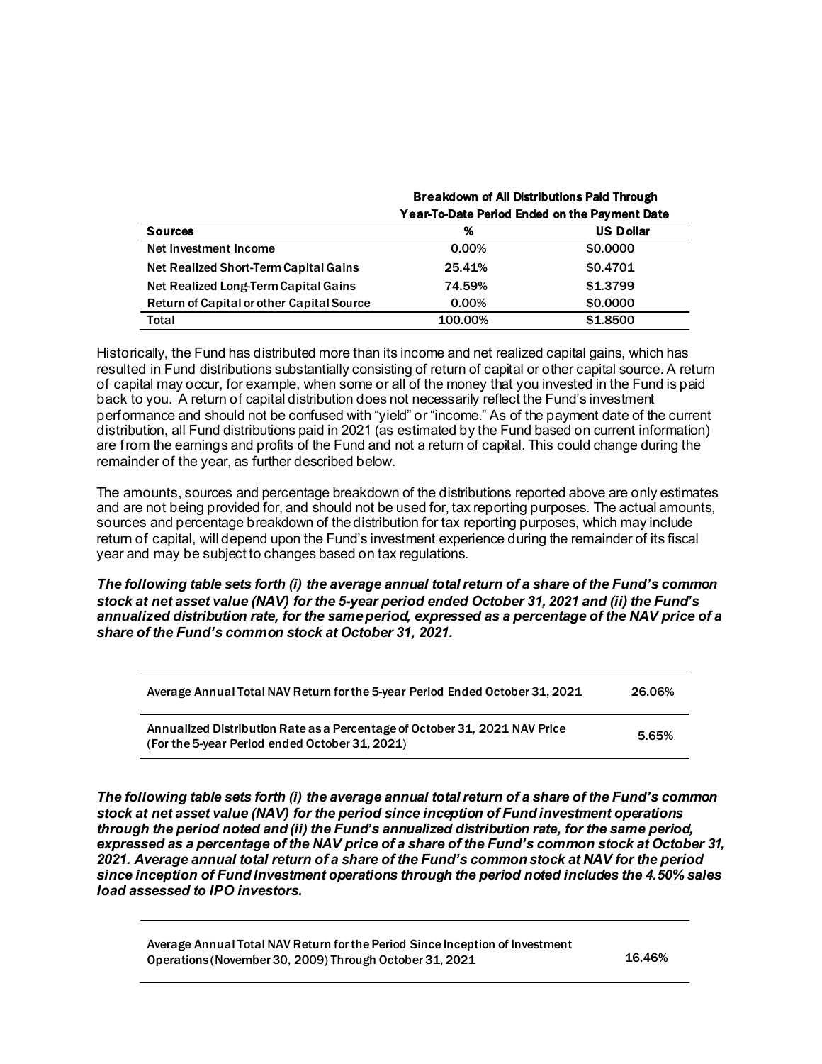| | Breakdown of All Distributions Paid Through Year-To-Date Period Ended on the Payment Date | |
|---|---|---|
| **Sources** | **%** | **US Dollar** |
| Net Investment Income | 0.00% | $0.0000 |
| Net Realized Short-Term Capital Gains | 25.41% | $0.4701 |
| Net Realized Long-Term Capital Gains | 74.59% | $1.3799 |
| Return of Capital or other Capital Source | 0.00% | $0.0000 |
| Total | 100.00% | $1.8500 |

Historically, the Fund has distributed more than its income and net realized capital gains, which has resulted in Fund distributions substantially consisting of return of capital or other capital source. A return of capital may occur, for example, when some or all of the money that you invested in the Fund is paid back to you. A return of capital distribution does not necessarily reflect the Fund's investment performance and should not be confused with "yield" or "income." As of the payment date of the current distribution, all Fund distributions paid in 2021 (as estimated by the Fund based on current information) are from the earnings and profits of the Fund and not a return of capital. This could change during the remainder of the year, as further described below.

The amounts, sources and percentage breakdown of the distributions reported above are only estimates and are not being provided for, and should not be used for, tax reporting purposes. The actual amounts, sources and percentage breakdown of the distribution for tax reporting purposes, which may include return of capital, will depend upon the Fund's investment experience during the remainder of its fiscal year and may be subject to changes based on tax regulations.

***The following table sets forth (i) the average annual total return of a share of the Fund's common stock at net asset value (NAV) for the 5-year period ended October 31, 2021 and (ii) the Fund's annualized distribution rate, for the same period, expressed as a percentage of the NAV price of a share of the Fund's common stock at October 31, 2021.***

| | |
|---|---|
| Average Annual Total NAV Return for the 5-year Period Ended October 31, 2021 | 26.06% |
| Annualized Distribution Rate as a Percentage of October 31, 2021 NAV Price (For the 5-year Period ended October 31, 2021) | 5.65% |

***The following table sets forth (i) the average annual total return of a share of the Fund's common stock at net asset value (NAV) for the period since inception of Fund investment operations through the period noted and (ii) the Fund's annualized distribution rate, for the same period, expressed as a percentage of the NAV price of a share of the Fund's common stock at October 31, 2021. Average annual total return of a share of the Fund's common stock at NAV for the period since inception of Fund Investment operations through the period noted includes the 4.50% sales load assessed to IPO investors.***

| | |
|---|---|
| Average Annual Total NAV Return for the Period Since Inception of Investment Operations (November 30, 2009) Through October 31, 2021 | 16.46% |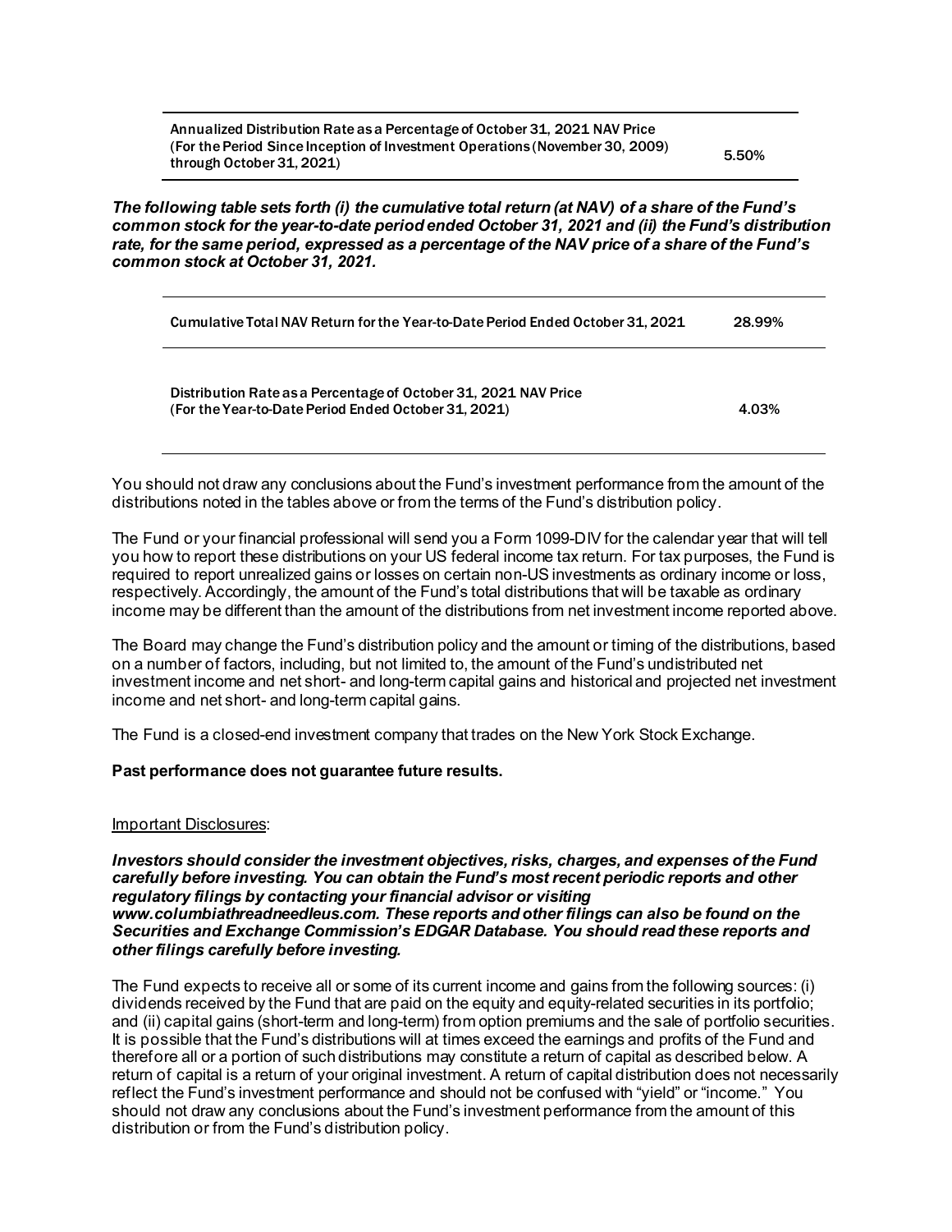| | |
|---|---|
| Annualized Distribution Rate as a Percentage of October 31, 2021 NAV Price (For the Period Since Inception of Investment Operations (November 30, 2009) through October 31, 2021) | 5.50% |

***The following table sets forth (i) the cumulative total return (at NAV) of a share of the Fund's common stock for the year-to-date period ended October 31, 2021 and (ii) the Fund's distribution rate, for the same period, expressed as a percentage of the NAV price of a share of the Fund's common stock at October 31, 2021.***

| | |
|---|---|
| Cumulative Total NAV Return for the Year-to-Date Period Ended October 31, 2021 | 28.99% |
| Distribution Rate as a Percentage of October 31, 2021 NAV Price (For the Year-to-Date Period Ended October 31, 2021) | 4.03% |

You should not draw any conclusions about the Fund's investment performance from the amount of the distributions noted in the tables above or from the terms of the Fund's distribution policy.

The Fund or your financial professional will send you a Form 1099-DIV for the calendar year that will tell you how to report these distributions on your US federal income tax return. For tax purposes, the Fund is required to report unrealized gains or losses on certain non-US investments as ordinary income or loss, respectively. Accordingly, the amount of the Fund's total distributions that will be taxable as ordinary income may be different than the amount of the distributions from net investment income reported above.

The Board may change the Fund's distribution policy and the amount or timing of the distributions, based on a number of factors, including, but not limited to, the amount of the Fund's undistributed net investment income and net short- and long-term capital gains and historical and projected net investment income and net short- and long-term capital gains.

The Fund is a closed-end investment company that trades on the New York Stock Exchange.

**Past performance does not guarantee future results.**

Important Disclosures:

***Investors should consider the investment objectives, risks, charges, and expenses of the Fund carefully before investing. You can obtain the Fund's most recent periodic reports and other regulatory filings by contacting your financial advisor or visiting www.columbiathreadneedleus.com. These reports and other filings can also be found on the Securities and Exchange Commission's EDGAR Database. You should read these reports and other filings carefully before investing.***

The Fund expects to receive all or some of its current income and gains from the following sources: (i) dividends received by the Fund that are paid on the equity and equity-related securities in its portfolio; and (ii) capital gains (short-term and long-term) from option premiums and the sale of portfolio securities. It is possible that the Fund's distributions will at times exceed the earnings and profits of the Fund and therefore all or a portion of such distributions may constitute a return of capital as described below. A return of capital is a return of your original investment. A return of capital distribution does not necessarily reflect the Fund's investment performance and should not be confused with "yield" or "income." You should not draw any conclusions about the Fund's investment performance from the amount of this distribution or from the Fund's distribution policy.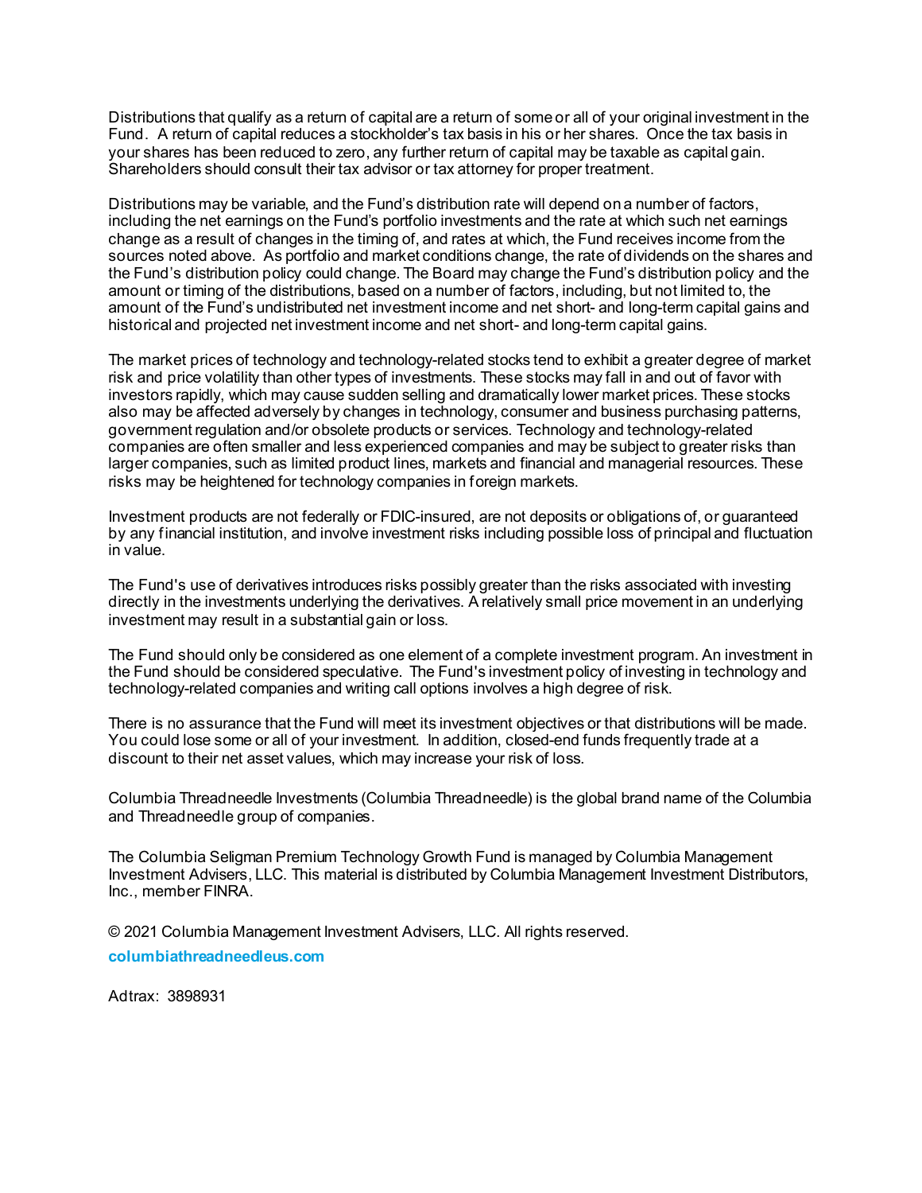Distributions that qualify as a return of capital are a return of some or all of your original investment in the Fund. A return of capital reduces a stockholder's tax basis in his or her shares. Once the tax basis in your shares has been reduced to zero, any further return of capital may be taxable as capital gain. Shareholders should consult their tax advisor or tax attorney for proper treatment.

Distributions may be variable, and the Fund's distribution rate will depend on a number of factors, including the net earnings on the Fund's portfolio investments and the rate at which such net earnings change as a result of changes in the timing of, and rates at which, the Fund receives income from the sources noted above. As portfolio and market conditions change, the rate of dividends on the shares and the Fund's distribution policy could change. The Board may change the Fund's distribution policy and the amount or timing of the distributions, based on a number of factors, including, but not limited to, the amount of the Fund's undistributed net investment income and net short- and long-term capital gains and historical and projected net investment income and net short- and long-term capital gains.

The market prices of technology and technology-related stocks tend to exhibit a greater degree of market risk and price volatility than other types of investments. These stocks may fall in and out of favor with investors rapidly, which may cause sudden selling and dramatically lower market prices. These stocks also may be affected adversely by changes in technology, consumer and business purchasing patterns, government regulation and/or obsolete products or services. Technology and technology-related companies are often smaller and less experienced companies and may be subject to greater risks than larger companies, such as limited product lines, markets and financial and managerial resources. These risks may be heightened for technology companies in foreign markets.

Investment products are not federally or FDIC-insured, are not deposits or obligations of, or guaranteed by any financial institution, and involve investment risks including possible loss of principal and fluctuation in value.

The Fund's use of derivatives introduces risks possibly greater than the risks associated with investing directly in the investments underlying the derivatives. A relatively small price movement in an underlying investment may result in a substantial gain or loss.

The Fund should only be considered as one element of a complete investment program. An investment in the Fund should be considered speculative. The Fund's investment policy of investing in technology and technology-related companies and writing call options involves a high degree of risk.

There is no assurance that the Fund will meet its investment objectives or that distributions will be made. You could lose some or all of your investment. In addition, closed-end funds frequently trade at a discount to their net asset values, which may increase your risk of loss.

Columbia Threadneedle Investments (Columbia Threadneedle) is the global brand name of the Columbia and Threadneedle group of companies.

The Columbia Seligman Premium Technology Growth Fund is managed by Columbia Management Investment Advisers, LLC. This material is distributed by Columbia Management Investment Distributors, Inc., member FINRA.

© 2021 Columbia Management Investment Advisers, LLC. All rights reserved.

**columbiathreadneedleus.com**

Adtrax: 3898931